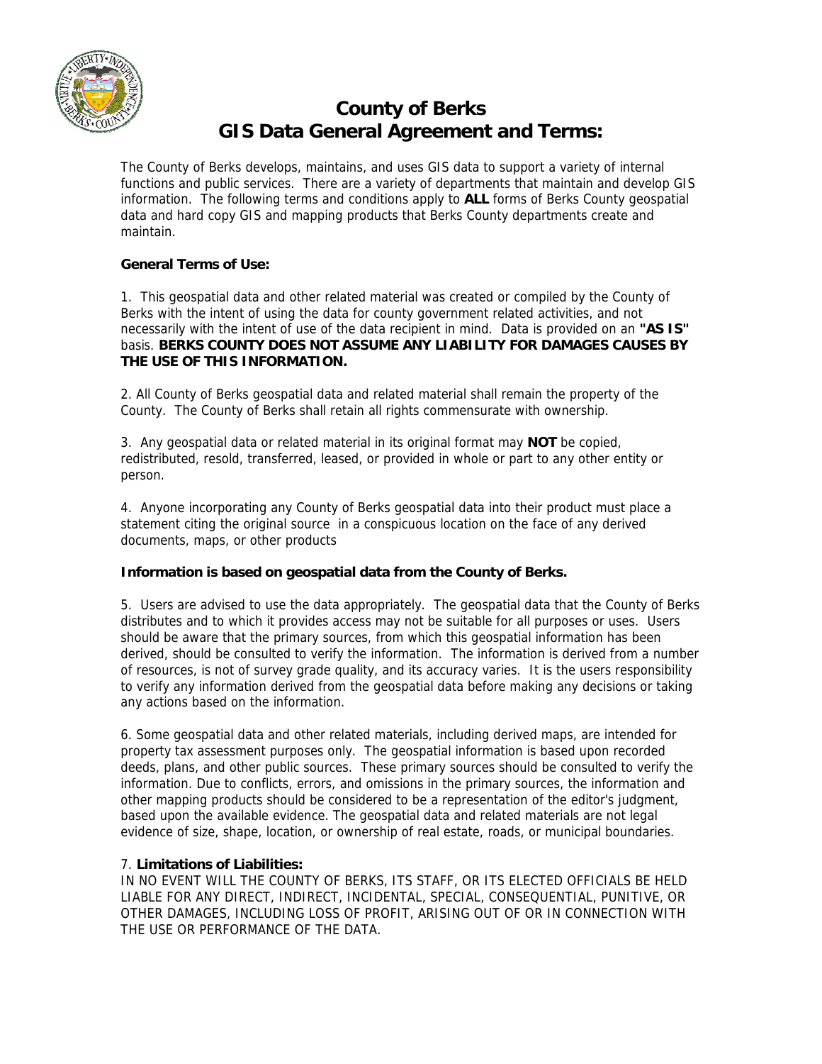# County of Berks
# GIS Data General Agreement and Terms:

The County of Berks develops, maintains, and uses GIS data to support a variety of internal functions and public services. There are a variety of departments that maintain and develop GIS information. The following terms and conditions apply to **ALL** forms of Berks County geospatial data and hard copy GIS and mapping products that Berks County departments create and maintain.

**General Terms of Use:**

1. This geospatial data and other related material was created or compiled by the County of Berks with the intent of using the data for county government related activities, and not necessarily with the intent of use of the data recipient in mind. Data is provided on an **"AS IS"** basis. **BERKS COUNTY DOES NOT ASSUME ANY LIABILITY FOR DAMAGES CAUSES BY THE USE OF THIS INFORMATION.**

2. All County of Berks geospatial data and related material shall remain the property of the County. The County of Berks shall retain all rights commensurate with ownership.

3. Any geospatial data or related material in its original format may **NOT** be copied, redistributed, resold, transferred, leased, or provided in whole or part to any other entity or person.

4. Anyone incorporating any County of Berks geospatial data into their product must place a statement citing the original source in a conspicuous location on the face of any derived documents, maps, or other products

**Information is based on geospatial data from the County of Berks.**

5. Users are advised to use the data appropriately. The geospatial data that the County of Berks distributes and to which it provides access may not be suitable for all purposes or uses. Users should be aware that the primary sources, from which this geospatial information has been derived, should be consulted to verify the information. The information is derived from a number of resources, is not of survey grade quality, and its accuracy varies. It is the users responsibility to verify any information derived from the geospatial data before making any decisions or taking any actions based on the information.

6. Some geospatial data and other related materials, including derived maps, are intended for property tax assessment purposes only. The geospatial information is based upon recorded deeds, plans, and other public sources. These primary sources should be consulted to verify the information. Due to conflicts, errors, and omissions in the primary sources, the information and other mapping products should be considered to be a representation of the editor's judgment, based upon the available evidence. The geospatial data and related materials are not legal evidence of size, shape, location, or ownership of real estate, roads, or municipal boundaries.

7. **Limitations of Liabilities:**
IN NO EVENT WILL THE COUNTY OF BERKS, ITS STAFF, OR ITS ELECTED OFFICIALS BE HELD LIABLE FOR ANY DIRECT, INDIRECT, INCIDENTAL, SPECIAL, CONSEQUENTIAL, PUNITIVE, OR OTHER DAMAGES, INCLUDING LOSS OF PROFIT, ARISING OUT OF OR IN CONNECTION WITH THE USE OR PERFORMANCE OF THE DATA.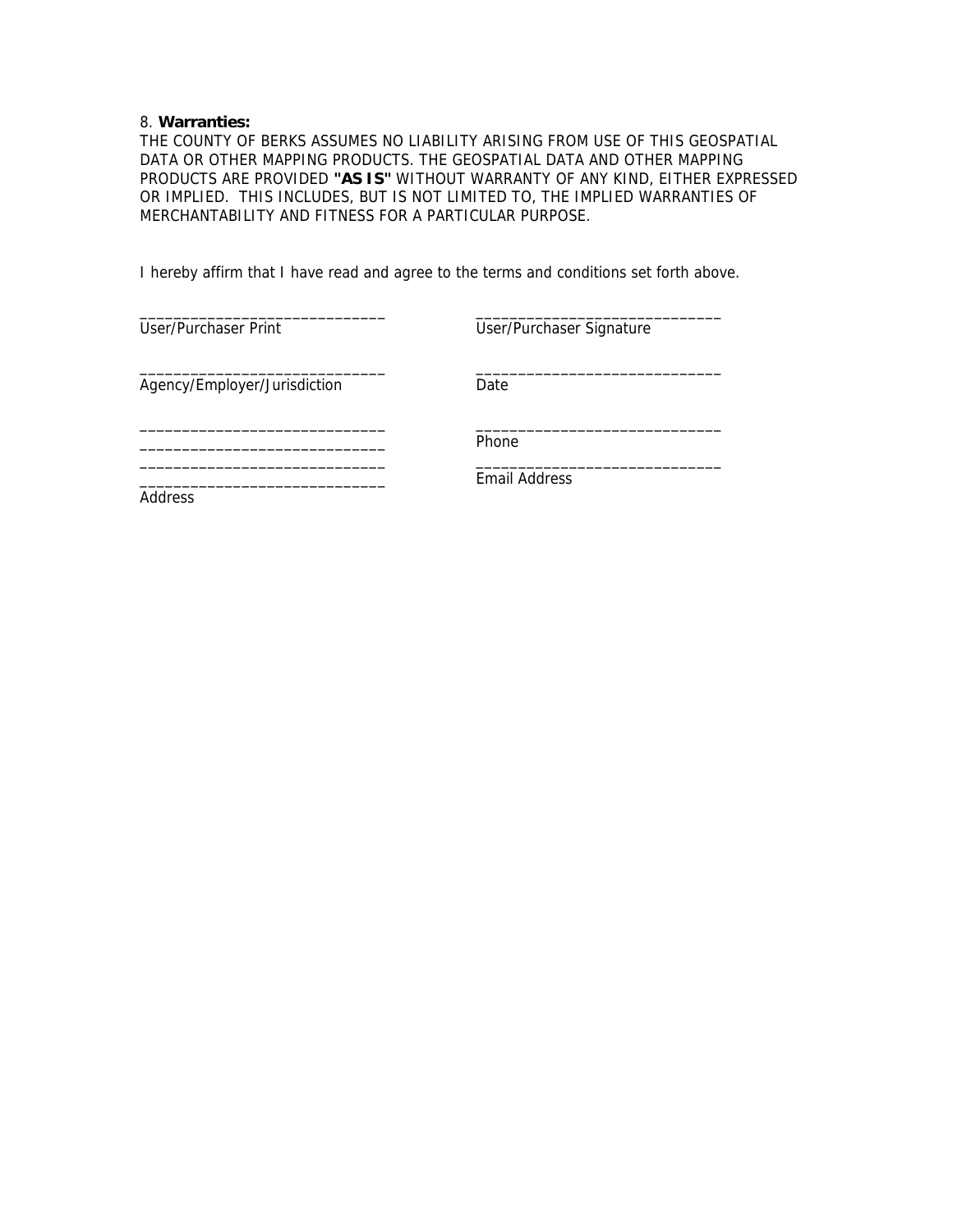8. **Warranties:**
THE COUNTY OF BERKS ASSUMES NO LIABILITY ARISING FROM USE OF THIS GEOSPATIAL DATA OR OTHER MAPPING PRODUCTS. THE GEOSPATIAL DATA AND OTHER MAPPING PRODUCTS ARE PROVIDED **"AS IS"** WITHOUT WARRANTY OF ANY KIND, EITHER EXPRESSED OR IMPLIED. THIS INCLUDES, BUT IS NOT LIMITED TO, THE IMPLIED WARRANTIES OF MERCHANTABILITY AND FITNESS FOR A PARTICULAR PURPOSE.

I hereby affirm that I have read and agree to the terms and conditions set forth above.

| | |
|---|---|
| ______________________________ | ______________________________ |
| User/Purchaser Print | User/Purchaser Signature |
| ______________________________ | ______________________________ |
| Agency/Employer/Jurisdiction | Date |
| ______________________________ | ______________________________ |
| ______________________________ | Phone |
| ______________________________ | ______________________________ |
| ______________________________ | Email Address |
| Address | |